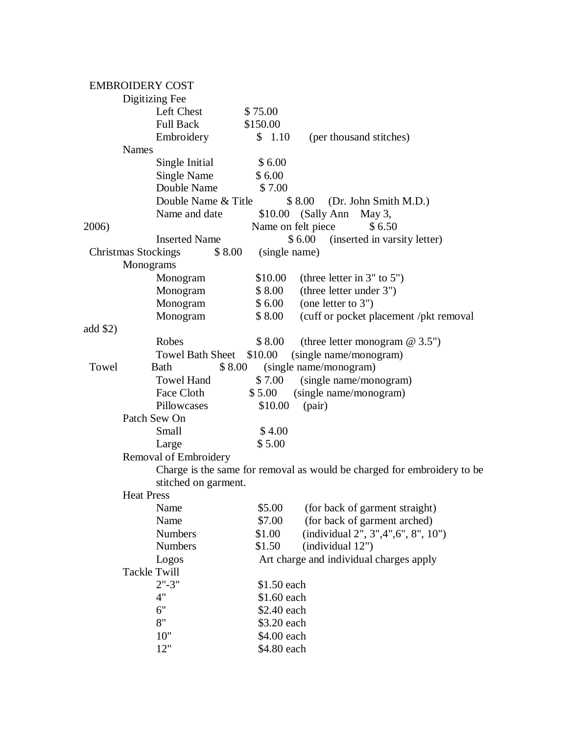# EMBROIDERY COST

## Digitizing Fee

| Item | Price | Notes |
|---|---|---|
| Left Chest | $ 75.00 | |
| Full Back | $150.00 | |
| Embroidery | $ 1.10 | (per thousand stitches) |

## Names

| Item | Price | Notes |
|---|---|---|
| Single Initial | $ 6.00 | |
| Single Name | $ 6.00 | |
| Double Name | $ 7.00 | |
| Double Name & Title | $ 8.00 | (Dr. John Smith M.D.) |
| Name and date | $10.00 | (Sally Ann May 3, 2006) |
| Name on felt piece | $ 6.50 | |
| Inserted Name | $ 6.00 | (inserted in varsity letter) |

## Christmas Stockings

| Item | Price | Notes |
|---|---|---|
| Christmas Stockings | $ 8.00 | (single name) |

## Monograms

| Item | Price | Notes |
|---|---|---|
| Monogram | $10.00 | (three letter in 3" to 5") |
| Monogram | $ 8.00 | (three letter under 3") |
| Monogram | $ 6.00 | (one letter to 3") |
| Monogram | $ 8.00 | (cuff or pocket placement /pkt removal add $2) |
| Robes | $ 8.00 | (three letter monogram @ 3.5") |
| Towel Bath Sheet | $10.00 | (single name/monogram) |
| Towel Bath | $ 8.00 | (single name/monogram) |
| Towel Hand | $ 7.00 | (single name/monogram) |
| Face Cloth | $ 5.00 | (single name/monogram) |
| Pillowcases | $10.00 | (pair) |

## Patch Sew On

| Item | Price |
|---|---|
| Small | $ 4.00 |
| Large | $ 5.00 |

## Removal of Embroidery

Charge is the same for removal as would be charged for embroidery to be stitched on garment.

## Heat Press

| Item | Price | Notes |
|---|---|---|
| Name | $5.00 | (for back of garment straight) |
| Name | $7.00 | (for back of garment arched) |
| Numbers | $1.00 | (individual 2", 3",4",6", 8", 10") |
| Numbers | $1.50 | (individual 12") |
| Logos | Art charge and individual charges apply | |

## Tackle Twill

| Size | Price |
|---|---|
| 2"-3" | $1.50 each |
| 4" | $1.60 each |
| 6" | $2.40 each |
| 8" | $3.20 each |
| 10" | $4.00 each |
| 12" | $4.80 each |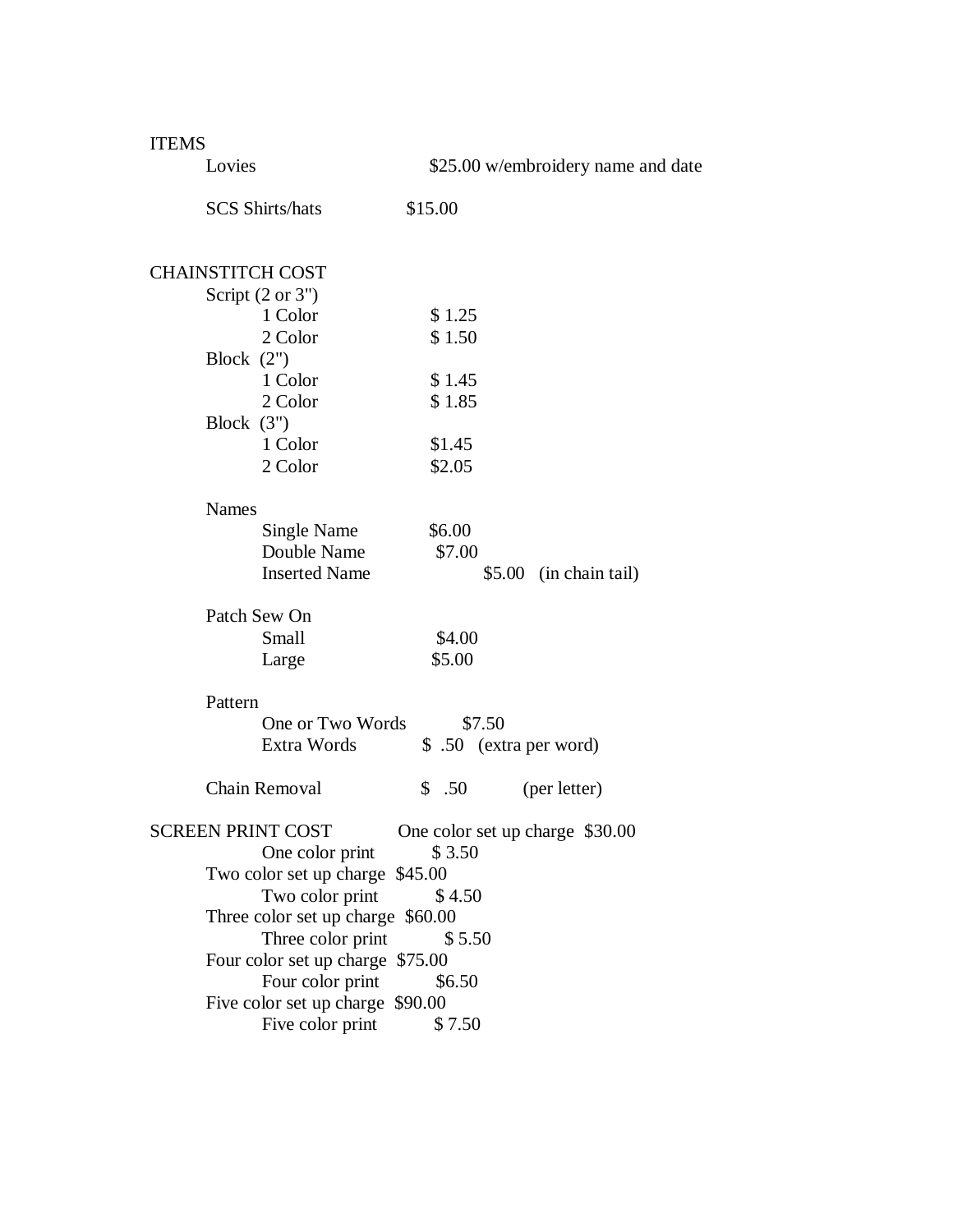## ITEMS

| | |
|---|---|
| Lovies | $25.00 w/embroidery name and date |
| SCS Shirts/hats | $15.00 |

## CHAINSTITCH COST

| | |
|---|---|
| **Script (2 or 3")** | |
| 1 Color | $ 1.25 |
| 2 Color | $ 1.50 |
| **Block (2")** | |
| 1 Color | $ 1.45 |
| 2 Color | $ 1.85 |
| **Block (3")** | |
| 1 Color | $1.45 |
| 2 Color | $2.05 |
| **Names** | |
| Single Name | $6.00 |
| Double Name | $7.00 |
| Inserted Name | $5.00 (in chain tail) |
| **Patch Sew On** | |
| Small | $4.00 |
| Large | $5.00 |
| **Pattern** | |
| One or Two Words | $7.50 |
| Extra Words | $ .50 (extra per word) |
| **Chain Removal** | $ .50 (per letter) |

## SCREEN PRINT COST

| | |
|---|---|
| One color set up charge | $30.00 |
| One color print | $ 3.50 |
| Two color set up charge | $45.00 |
| Two color print | $ 4.50 |
| Three color set up charge | $60.00 |
| Three color print | $ 5.50 |
| Four color set up charge | $75.00 |
| Four color print | $6.50 |
| Five color set up charge | $90.00 |
| Five color print | $ 7.50 |